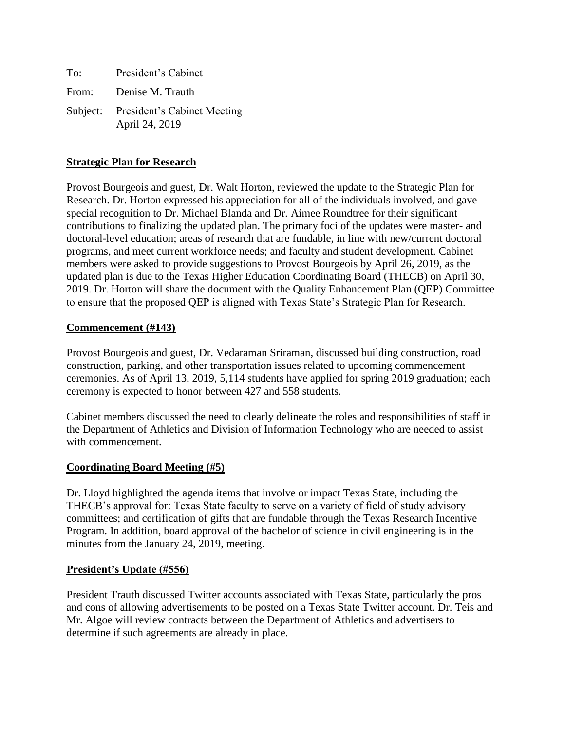To: President's Cabinet

From: Denise M. Trauth

Subject: President's Cabinet Meeting
April 24, 2019

**Strategic Plan for Research**

Provost Bourgeois and guest, Dr. Walt Horton, reviewed the update to the Strategic Plan for Research. Dr. Horton expressed his appreciation for all of the individuals involved, and gave special recognition to Dr. Michael Blanda and Dr. Aimee Roundtree for their significant contributions to finalizing the updated plan. The primary foci of the updates were master- and doctoral-level education; areas of research that are fundable, in line with new/current doctoral programs, and meet current workforce needs; and faculty and student development. Cabinet members were asked to provide suggestions to Provost Bourgeois by April 26, 2019, as the updated plan is due to the Texas Higher Education Coordinating Board (THECB) on April 30, 2019. Dr. Horton will share the document with the Quality Enhancement Plan (QEP) Committee to ensure that the proposed QEP is aligned with Texas State's Strategic Plan for Research.

**Commencement (#143)**

Provost Bourgeois and guest, Dr. Vedaraman Sriraman, discussed building construction, road construction, parking, and other transportation issues related to upcoming commencement ceremonies. As of April 13, 2019, 5,114 students have applied for spring 2019 graduation; each ceremony is expected to honor between 427 and 558 students.

Cabinet members discussed the need to clearly delineate the roles and responsibilities of staff in the Department of Athletics and Division of Information Technology who are needed to assist with commencement.

**Coordinating Board Meeting (#5)**

Dr. Lloyd highlighted the agenda items that involve or impact Texas State, including the THECB's approval for: Texas State faculty to serve on a variety of field of study advisory committees; and certification of gifts that are fundable through the Texas Research Incentive Program. In addition, board approval of the bachelor of science in civil engineering is in the minutes from the January 24, 2019, meeting.

**President's Update (#556)**

President Trauth discussed Twitter accounts associated with Texas State, particularly the pros and cons of allowing advertisements to be posted on a Texas State Twitter account. Dr. Teis and Mr. Algoe will review contracts between the Department of Athletics and advertisers to determine if such agreements are already in place.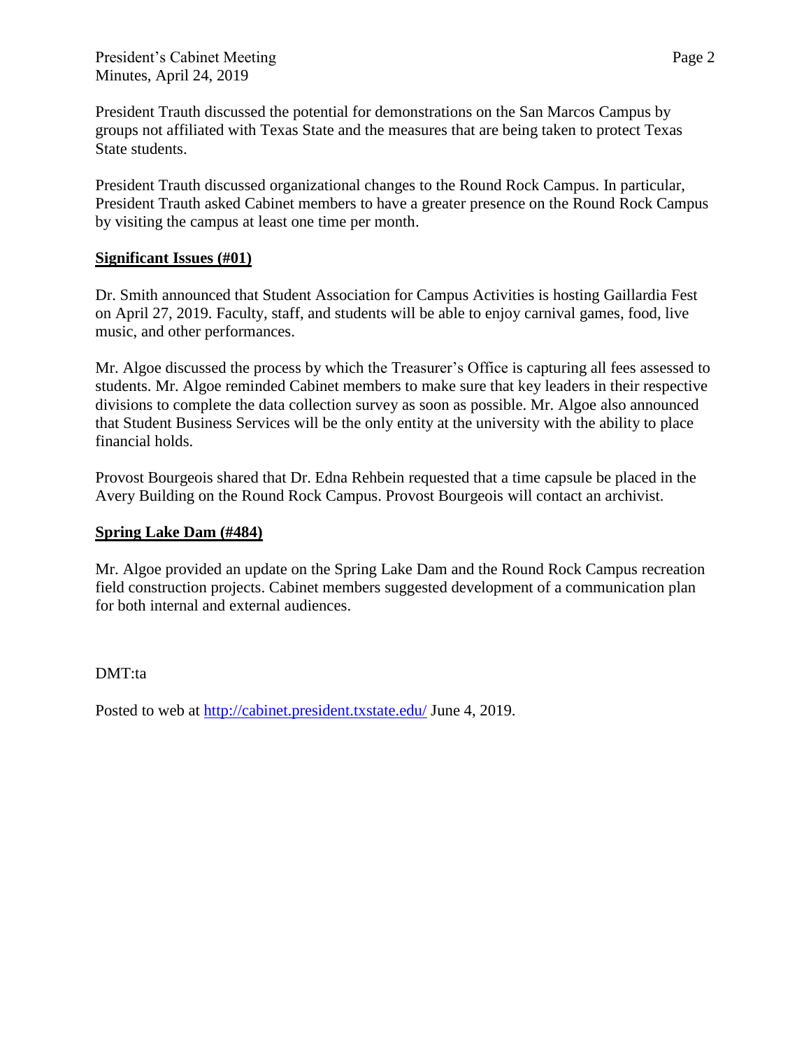President Trauth discussed the potential for demonstrations on the San Marcos Campus by groups not affiliated with Texas State and the measures that are being taken to protect Texas State students.

President Trauth discussed organizational changes to the Round Rock Campus. In particular, President Trauth asked Cabinet members to have a greater presence on the Round Rock Campus by visiting the campus at least one time per month.

**Significant Issues (#01)**

Dr. Smith announced that Student Association for Campus Activities is hosting Gaillardia Fest on April 27, 2019. Faculty, staff, and students will be able to enjoy carnival games, food, live music, and other performances.

Mr. Algoe discussed the process by which the Treasurer's Office is capturing all fees assessed to students. Mr. Algoe reminded Cabinet members to make sure that key leaders in their respective divisions to complete the data collection survey as soon as possible. Mr. Algoe also announced that Student Business Services will be the only entity at the university with the ability to place financial holds.

Provost Bourgeois shared that Dr. Edna Rehbein requested that a time capsule be placed in the Avery Building on the Round Rock Campus. Provost Bourgeois will contact an archivist.

**Spring Lake Dam (#484)**

Mr. Algoe provided an update on the Spring Lake Dam and the Round Rock Campus recreation field construction projects. Cabinet members suggested development of a communication plan for both internal and external audiences.

DMT:ta

Posted to web at [http://cabinet.president.txstate.edu/](http://cabinet.president.txstate.edu/) June 4, 2019.